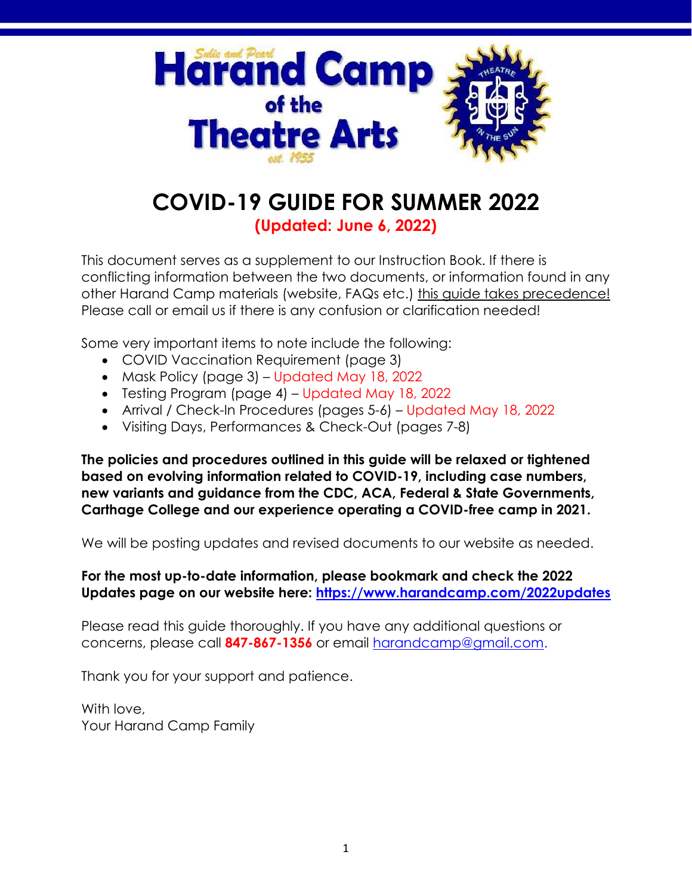Sulie and Pearl

# Harand Camp of the Theatre Arts

est. 1955

# COVID-19 GUIDE FOR SUMMER 2022

**(Updated: June 6, 2022)**

This document serves as a supplement to our Instruction Book. If there is conflicting information between the two documents, or information found in any other Harand Camp materials (website, FAQs etc.) this guide takes precedence! Please call or email us if there is any confusion or clarification needed!

Some very important items to note include the following:

- COVID Vaccination Requirement (page 3)
- Mask Policy (page 3) – Updated May 18, 2022
- Testing Program (page 4) – Updated May 18, 2022
- Arrival / Check-In Procedures (pages 5-6) – Updated May 18, 2022
- Visiting Days, Performances & Check-Out (pages 7-8)

**The policies and procedures outlined in this guide will be relaxed or tightened based on evolving information related to COVID-19, including case numbers, new variants and guidance from the CDC, ACA, Federal & State Governments, Carthage College and our experience operating a COVID-free camp in 2021.**

We will be posting updates and revised documents to our website as needed.

**For the most up-to-date information, please bookmark and check the 2022 Updates page on our website here: https://www.harandcamp.com/2022updates**

Please read this guide thoroughly. If you have any additional questions or concerns, please call **847-867-1356** or email harandcamp@gmail.com.

Thank you for your support and patience.

With love,
Your Harand Camp Family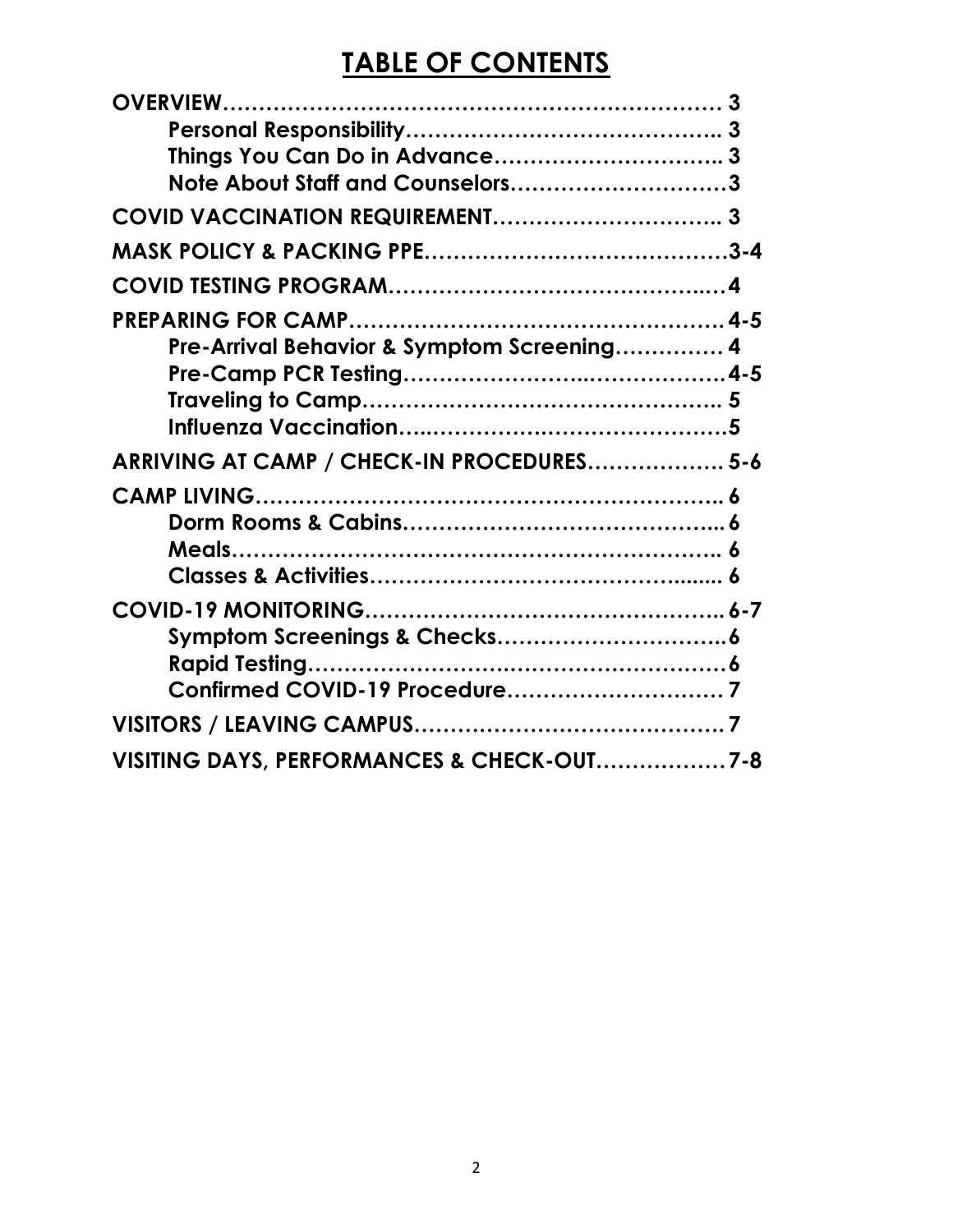# TABLE OF CONTENTS

**OVERVIEW……………………………………………………………… 3**
- **Personal Responsibility…………………………………….. 3**
- **Things You Can Do in Advance………………………….. 3**
- **Note About Staff and Counselors…………………………3**

**COVID VACCINATION REQUIREMENT………………………….. 3**

**MASK POLICY & PACKING PPE……………………………………3-4**

**COVID TESTING PROGRAM……………………………………..…4**

**PREPARING FOR CAMP……………………………………………4-5**
- **Pre-Arrival Behavior & Symptom Screening…………… 4**
- **Pre-Camp PCR Testing……………………..………………4-5**
- **Traveling to Camp………………………………………….. 5**
- **Influenza Vaccination…..……………………………………5**

**ARRIVING AT CAMP / CHECK-IN PROCEDURES………………. 5-6**

**CAMP LIVING……………………………………………………….. 6**
- **Dorm Rooms & Cabins……………………………………... 6**
- **Meals………………………………………………………….. 6**
- **Classes & Activities…………………………………........ 6**

**COVID-19 MONITORING………………………………………….. 6-7**
- **Symptom Screenings & Checks…………………………..6**
- **Rapid Testing……………………….…………………………6**
- **Confirmed COVID-19 Procedure………………………… 7**

**VISITORS / LEAVING CAMPUS……………………………………. 7**

**VISITING DAYS, PERFORMANCES & CHECK-OUT………………7-8**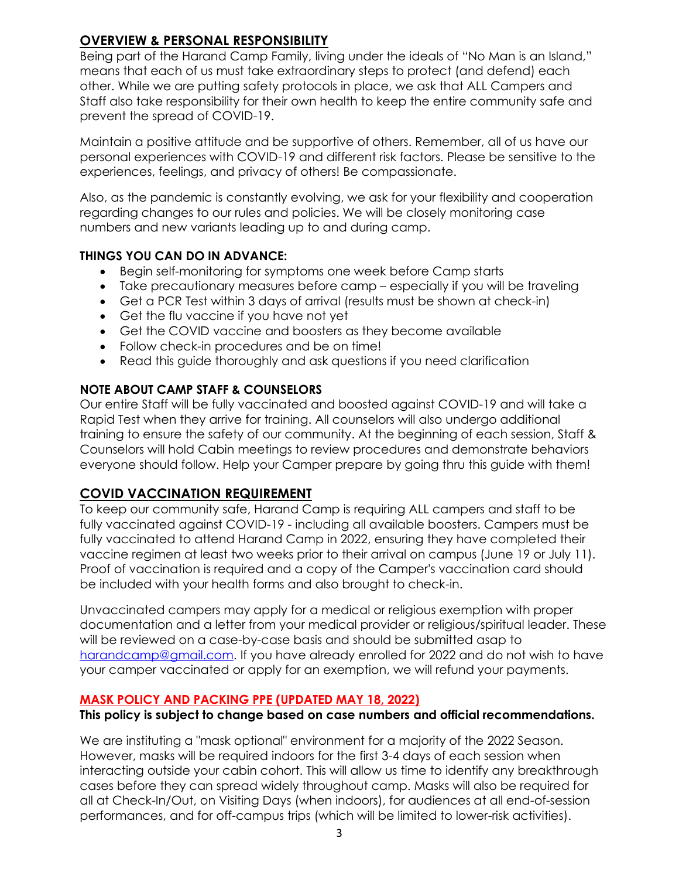## OVERVIEW & PERSONAL RESPONSIBILITY

Being part of the Harand Camp Family, living under the ideals of "No Man is an Island," means that each of us must take extraordinary steps to protect (and defend) each other. While we are putting safety protocols in place, we ask that ALL Campers and Staff also take responsibility for their own health to keep the entire community safe and prevent the spread of COVID-19.

Maintain a positive attitude and be supportive of others. Remember, all of us have our personal experiences with COVID-19 and different risk factors. Please be sensitive to the experiences, feelings, and privacy of others! Be compassionate.

Also, as the pandemic is constantly evolving, we ask for your flexibility and cooperation regarding changes to our rules and policies. We will be closely monitoring case numbers and new variants leading up to and during camp.

### THINGS YOU CAN DO IN ADVANCE:

- Begin self-monitoring for symptoms one week before Camp starts
- Take precautionary measures before camp – especially if you will be traveling
- Get a PCR Test within 3 days of arrival (results must be shown at check-in)
- Get the flu vaccine if you have not yet
- Get the COVID vaccine and boosters as they become available
- Follow check-in procedures and be on time!
- Read this guide thoroughly and ask questions if you need clarification

### NOTE ABOUT CAMP STAFF & COUNSELORS

Our entire Staff will be fully vaccinated and boosted against COVID-19 and will take a Rapid Test when they arrive for training. All counselors will also undergo additional training to ensure the safety of our community. At the beginning of each session, Staff & Counselors will hold Cabin meetings to review procedures and demonstrate behaviors everyone should follow. Help your Camper prepare by going thru this guide with them!

## COVID VACCINATION REQUIREMENT

To keep our community safe, Harand Camp is requiring ALL campers and staff to be fully vaccinated against COVID-19 - including all available boosters. Campers must be fully vaccinated to attend Harand Camp in 2022, ensuring they have completed their vaccine regimen at least two weeks prior to their arrival on campus (June 19 or July 11). Proof of vaccination is required and a copy of the Camper's vaccination card should be included with your health forms and also brought to check-in.

Unvaccinated campers may apply for a medical or religious exemption with proper documentation and a letter from your medical provider or religious/spiritual leader. These will be reviewed on a case-by-case basis and should be submitted asap to harandcamp@gmail.com. If you have already enrolled for 2022 and do not wish to have your camper vaccinated or apply for an exemption, we will refund your payments.

### MASK POLICY AND PACKING PPE (UPDATED MAY 18, 2022)

**This policy is subject to change based on case numbers and official recommendations.**

We are instituting a "mask optional" environment for a majority of the 2022 Season. However, masks will be required indoors for the first 3-4 days of each session when interacting outside your cabin cohort. This will allow us time to identify any breakthrough cases before they can spread widely throughout camp. Masks will also be required for all at Check-In/Out, on Visiting Days (when indoors), for audiences at all end-of-session performances, and for off-campus trips (which will be limited to lower-risk activities).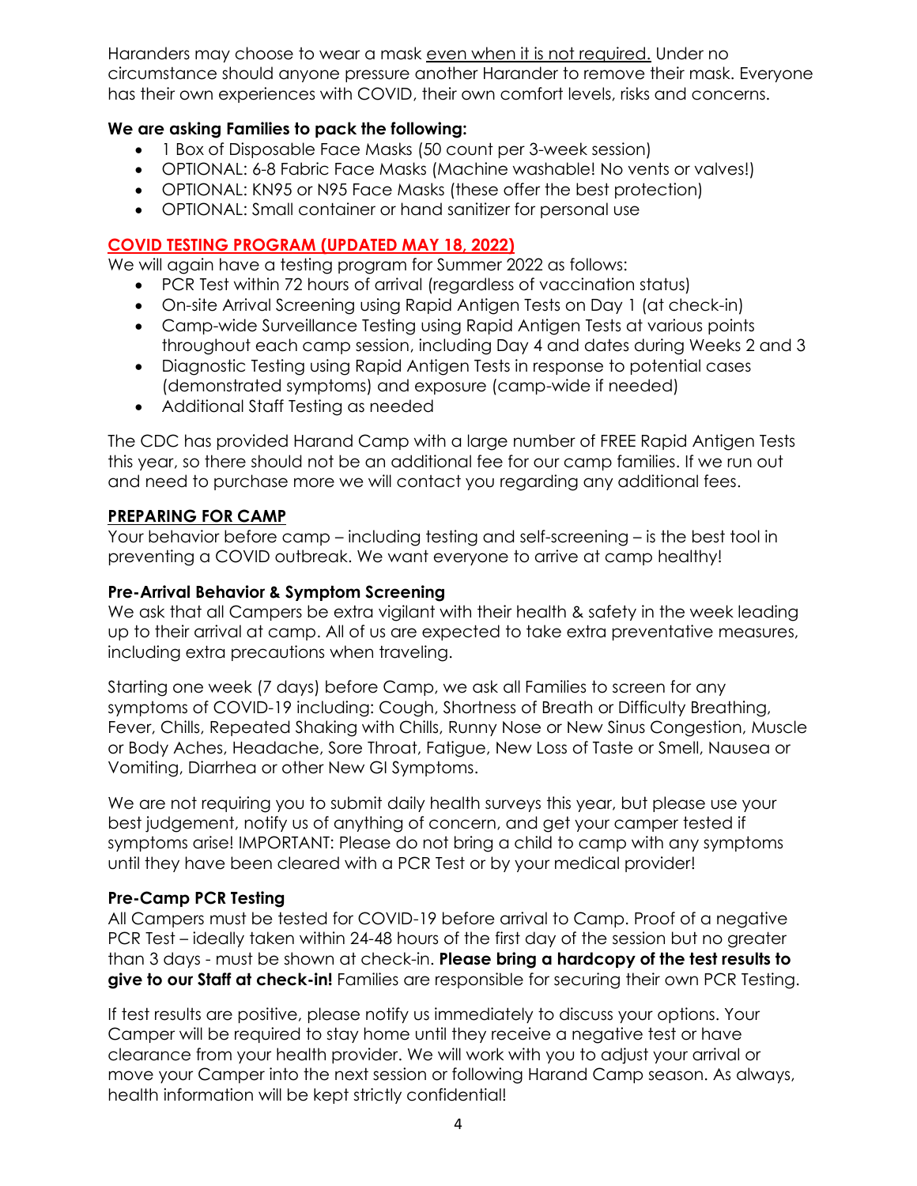Haranders may choose to wear a mask <u>even when it is not required.</u> Under no circumstance should anyone pressure another Harander to remove their mask. Everyone has their own experiences with COVID, their own comfort levels, risks and concerns.

**We are asking Families to pack the following:**

- 1 Box of Disposable Face Masks (50 count per 3-week session)
- OPTIONAL: 6-8 Fabric Face Masks (Machine washable! No vents or valves!)
- OPTIONAL: KN95 or N95 Face Masks (these offer the best protection)
- OPTIONAL: Small container or hand sanitizer for personal use

## <u>COVID TESTING PROGRAM (UPDATED MAY 18, 2022)</u>

We will again have a testing program for Summer 2022 as follows:

- PCR Test within 72 hours of arrival (regardless of vaccination status)
- On-site Arrival Screening using Rapid Antigen Tests on Day 1 (at check-in)
- Camp-wide Surveillance Testing using Rapid Antigen Tests at various points throughout each camp session, including Day 4 and dates during Weeks 2 and 3
- Diagnostic Testing using Rapid Antigen Tests in response to potential cases (demonstrated symptoms) and exposure (camp-wide if needed)
- Additional Staff Testing as needed

The CDC has provided Harand Camp with a large number of FREE Rapid Antigen Tests this year, so there should not be an additional fee for our camp families. If we run out and need to purchase more we will contact you regarding any additional fees.

## <u>PREPARING FOR CAMP</u>

Your behavior before camp – including testing and self-screening – is the best tool in preventing a COVID outbreak. We want everyone to arrive at camp healthy!

### Pre-Arrival Behavior & Symptom Screening

We ask that all Campers be extra vigilant with their health & safety in the week leading up to their arrival at camp. All of us are expected to take extra preventative measures, including extra precautions when traveling.

Starting one week (7 days) before Camp, we ask all Families to screen for any symptoms of COVID-19 including: Cough, Shortness of Breath or Difficulty Breathing, Fever, Chills, Repeated Shaking with Chills, Runny Nose or New Sinus Congestion, Muscle or Body Aches, Headache, Sore Throat, Fatigue, New Loss of Taste or Smell, Nausea or Vomiting, Diarrhea or other New GI Symptoms.

We are not requiring you to submit daily health surveys this year, but please use your best judgement, notify us of anything of concern, and get your camper tested if symptoms arise! IMPORTANT: Please do not bring a child to camp with any symptoms until they have been cleared with a PCR Test or by your medical provider!

### Pre-Camp PCR Testing

All Campers must be tested for COVID-19 before arrival to Camp. Proof of a negative PCR Test – ideally taken within 24-48 hours of the first day of the session but no greater than 3 days - must be shown at check-in. **Please bring a hardcopy of the test results to give to our Staff at check-in!** Families are responsible for securing their own PCR Testing.

If test results are positive, please notify us immediately to discuss your options. Your Camper will be required to stay home until they receive a negative test or have clearance from your health provider. We will work with you to adjust your arrival or move your Camper into the next session or following Harand Camp season. As always, health information will be kept strictly confidential!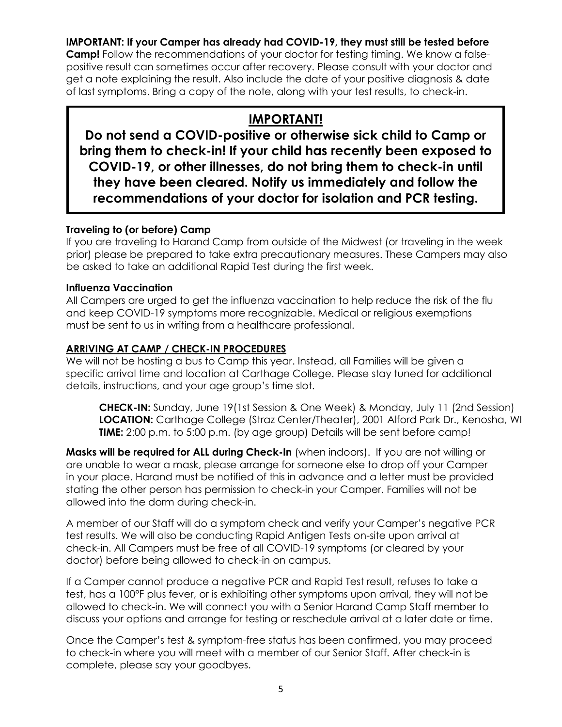**IMPORTANT: If your Camper has already had COVID-19, they must still be tested before Camp!** Follow the recommendations of your doctor for testing timing. We know a false-positive result can sometimes occur after recovery. Please consult with your doctor and get a note explaining the result. Also include the date of your positive diagnosis & date of last symptoms. Bring a copy of the note, along with your test results, to check-in.

## IMPORTANT!

**Do not send a COVID-positive or otherwise sick child to Camp or bring them to check-in! If your child has recently been exposed to COVID-19, or other illnesses, do not bring them to check-in until they have been cleared. Notify us immediately and follow the recommendations of your doctor for isolation and PCR testing.**

### Traveling to (or before) Camp

If you are traveling to Harand Camp from outside of the Midwest (or traveling in the week prior) please be prepared to take extra precautionary measures. These Campers may also be asked to take an additional Rapid Test during the first week.

### Influenza Vaccination

All Campers are urged to get the influenza vaccination to help reduce the risk of the flu and keep COVID-19 symptoms more recognizable. Medical or religious exemptions must be sent to us in writing from a healthcare professional.

### ARRIVING AT CAMP / CHECK-IN PROCEDURES

We will not be hosting a bus to Camp this year. Instead, all Families will be given a specific arrival time and location at Carthage College. Please stay tuned for additional details, instructions, and your age group's time slot.

**CHECK-IN:** Sunday, June 19(1st Session & One Week) & Monday, July 11 (2nd Session)
**LOCATION:** Carthage College (Straz Center/Theater), 2001 Alford Park Dr., Kenosha, WI
**TIME:** 2:00 p.m. to 5:00 p.m. (by age group) Details will be sent before camp!

**Masks will be required for ALL during Check-In** (when indoors). If you are not willing or are unable to wear a mask, please arrange for someone else to drop off your Camper in your place. Harand must be notified of this in advance and a letter must be provided stating the other person has permission to check-in your Camper. Families will not be allowed into the dorm during check-in.

A member of our Staff will do a symptom check and verify your Camper's negative PCR test results. We will also be conducting Rapid Antigen Tests on-site upon arrival at check-in. All Campers must be free of all COVID-19 symptoms (or cleared by your doctor) before being allowed to check-in on campus.

If a Camper cannot produce a negative PCR and Rapid Test result, refuses to take a test, has a 100°F plus fever, or is exhibiting other symptoms upon arrival, they will not be allowed to check-in. We will connect you with a Senior Harand Camp Staff member to discuss your options and arrange for testing or reschedule arrival at a later date or time.

Once the Camper's test & symptom-free status has been confirmed, you may proceed to check-in where you will meet with a member of our Senior Staff. After check-in is complete, please say your goodbyes.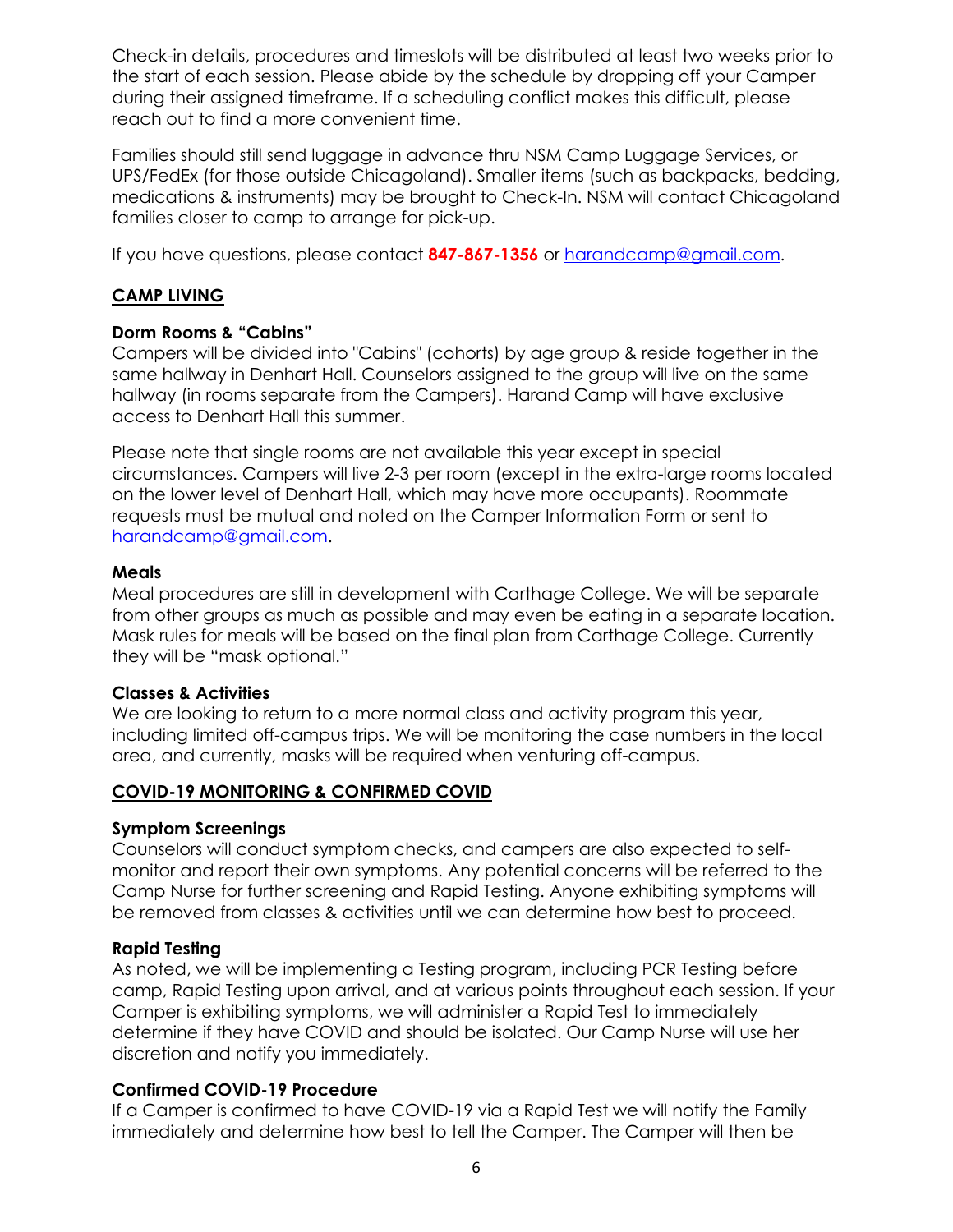Check-in details, procedures and timeslots will be distributed at least two weeks prior to the start of each session. Please abide by the schedule by dropping off your Camper during their assigned timeframe. If a scheduling conflict makes this difficult, please reach out to find a more convenient time.

Families should still send luggage in advance thru NSM Camp Luggage Services, or UPS/FedEx (for those outside Chicagoland). Smaller items (such as backpacks, bedding, medications & instruments) may be brought to Check-In. NSM will contact Chicagoland families closer to camp to arrange for pick-up.

If you have questions, please contact **847-867-1356** or harandcamp@gmail.com.

## CAMP LIVING

### Dorm Rooms & "Cabins"

Campers will be divided into "Cabins" (cohorts) by age group & reside together in the same hallway in Denhart Hall. Counselors assigned to the group will live on the same hallway (in rooms separate from the Campers). Harand Camp will have exclusive access to Denhart Hall this summer.

Please note that single rooms are not available this year except in special circumstances. Campers will live 2-3 per room (except in the extra-large rooms located on the lower level of Denhart Hall, which may have more occupants). Roommate requests must be mutual and noted on the Camper Information Form or sent to harandcamp@gmail.com.

### Meals

Meal procedures are still in development with Carthage College. We will be separate from other groups as much as possible and may even be eating in a separate location. Mask rules for meals will be based on the final plan from Carthage College. Currently they will be "mask optional."

### Classes & Activities

We are looking to return to a more normal class and activity program this year, including limited off-campus trips. We will be monitoring the case numbers in the local area, and currently, masks will be required when venturing off-campus.

## COVID-19 MONITORING & CONFIRMED COVID

### Symptom Screenings

Counselors will conduct symptom checks, and campers are also expected to self-monitor and report their own symptoms. Any potential concerns will be referred to the Camp Nurse for further screening and Rapid Testing. Anyone exhibiting symptoms will be removed from classes & activities until we can determine how best to proceed.

### Rapid Testing

As noted, we will be implementing a Testing program, including PCR Testing before camp, Rapid Testing upon arrival, and at various points throughout each session. If your Camper is exhibiting symptoms, we will administer a Rapid Test to immediately determine if they have COVID and should be isolated. Our Camp Nurse will use her discretion and notify you immediately.

### Confirmed COVID-19 Procedure

If a Camper is confirmed to have COVID-19 via a Rapid Test we will notify the Family immediately and determine how best to tell the Camper. The Camper will then be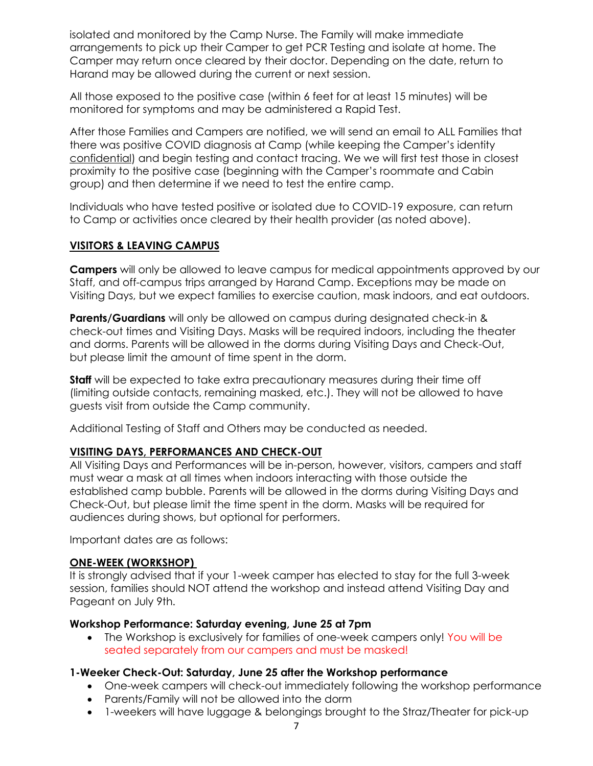isolated and monitored by the Camp Nurse. The Family will make immediate arrangements to pick up their Camper to get PCR Testing and isolate at home. The Camper may return once cleared by their doctor. Depending on the date, return to Harand may be allowed during the current or next session.

All those exposed to the positive case (within 6 feet for at least 15 minutes) will be monitored for symptoms and may be administered a Rapid Test.

After those Families and Campers are notified, we will send an email to ALL Families that there was positive COVID diagnosis at Camp (while keeping the Camper's identity confidential) and begin testing and contact tracing. We we will first test those in closest proximity to the positive case (beginning with the Camper's roommate and Cabin group) and then determine if we need to test the entire camp.

Individuals who have tested positive or isolated due to COVID-19 exposure, can return to Camp or activities once cleared by their health provider (as noted above).

## VISITORS & LEAVING CAMPUS

**Campers** will only be allowed to leave campus for medical appointments approved by our Staff, and off-campus trips arranged by Harand Camp. Exceptions may be made on Visiting Days, but we expect families to exercise caution, mask indoors, and eat outdoors.

**Parents/Guardians** will only be allowed on campus during designated check-in & check-out times and Visiting Days. Masks will be required indoors, including the theater and dorms. Parents will be allowed in the dorms during Visiting Days and Check-Out, but please limit the amount of time spent in the dorm.

**Staff** will be expected to take extra precautionary measures during their time off (limiting outside contacts, remaining masked, etc.). They will not be allowed to have guests visit from outside the Camp community.

Additional Testing of Staff and Others may be conducted as needed.

## VISITING DAYS, PERFORMANCES AND CHECK-OUT

All Visiting Days and Performances will be in-person, however, visitors, campers and staff must wear a mask at all times when indoors interacting with those outside the established camp bubble. Parents will be allowed in the dorms during Visiting Days and Check-Out, but please limit the time spent in the dorm. Masks will be required for audiences during shows, but optional for performers.

Important dates are as follows:

## ONE-WEEK (WORKSHOP)

It is strongly advised that if your 1-week camper has elected to stay for the full 3-week session, families should NOT attend the workshop and instead attend Visiting Day and Pageant on July 9th.

### Workshop Performance: Saturday evening, June 25 at 7pm

- The Workshop is exclusively for families of one-week campers only! You will be seated separately from our campers and must be masked!

### 1-Weeker Check-Out: Saturday, June 25 after the Workshop performance

- One-week campers will check-out immediately following the workshop performance
- Parents/Family will not be allowed into the dorm
- 1-weekers will have luggage & belongings brought to the Straz/Theater for pick-up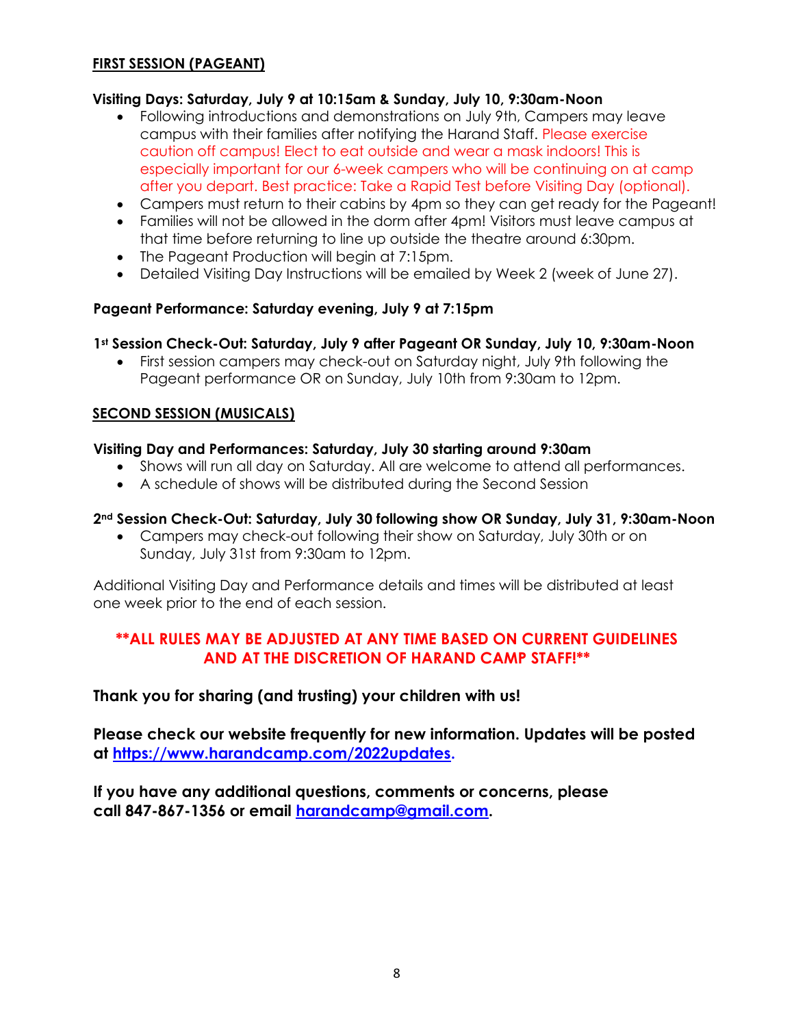## FIRST SESSION (PAGEANT)

**Visiting Days: Saturday, July 9 at 10:15am & Sunday, July 10, 9:30am-Noon**

- Following introductions and demonstrations on July 9th, Campers may leave campus with their families after notifying the Harand Staff. Please exercise caution off campus! Elect to eat outside and wear a mask indoors! This is especially important for our 6-week campers who will be continuing on at camp after you depart. Best practice: Take a Rapid Test before Visiting Day (optional).
- Campers must return to their cabins by 4pm so they can get ready for the Pageant!
- Families will not be allowed in the dorm after 4pm! Visitors must leave campus at that time before returning to line up outside the theatre around 6:30pm.
- The Pageant Production will begin at 7:15pm.
- Detailed Visiting Day Instructions will be emailed by Week 2 (week of June 27).

**Pageant Performance: Saturday evening, July 9 at 7:15pm**

**1st Session Check-Out: Saturday, July 9 after Pageant OR Sunday, July 10, 9:30am-Noon**

- First session campers may check-out on Saturday night, July 9th following the Pageant performance OR on Sunday, July 10th from 9:30am to 12pm.

## SECOND SESSION (MUSICALS)

**Visiting Day and Performances: Saturday, July 30 starting around 9:30am**

- Shows will run all day on Saturday. All are welcome to attend all performances.
- A schedule of shows will be distributed during the Second Session

**2nd Session Check-Out: Saturday, July 30 following show OR Sunday, July 31, 9:30am-Noon**

- Campers may check-out following their show on Saturday, July 30th or on Sunday, July 31st from 9:30am to 12pm.

Additional Visiting Day and Performance details and times will be distributed at least one week prior to the end of each session.

**\*\*ALL RULES MAY BE ADJUSTED AT ANY TIME BASED ON CURRENT GUIDELINES AND AT THE DISCRETION OF HARAND CAMP STAFF!\*\***

**Thank you for sharing (and trusting) your children with us!**

**Please check our website frequently for new information. Updates will be posted at [https://www.harandcamp.com/2022updates](https://www.harandcamp.com/2022updates).**

**If you have any additional questions, comments or concerns, please call 847-867-1356 or email [harandcamp@gmail.com](mailto:harandcamp@gmail.com).**